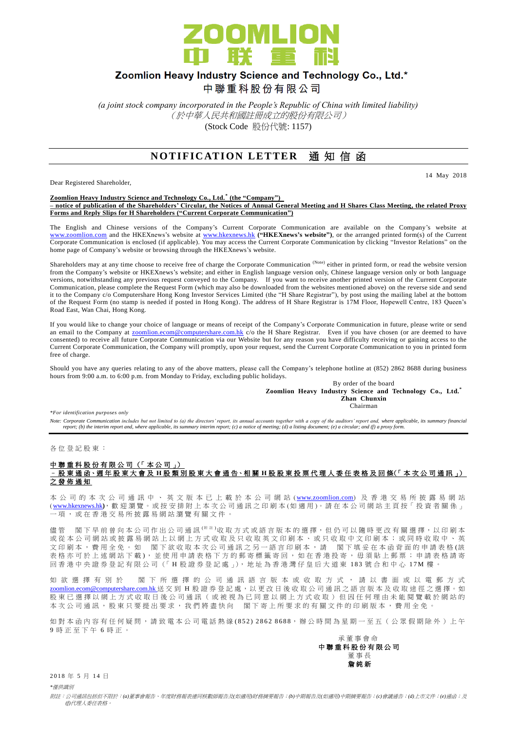# Zoomlion Heavy Industry Science and Technology Co., Ltd.*

# 中聯重科股份有限公司

*(a joint stock company incorporated in the People's Republic of China with limited liability)*

*（於中華人民共和國註冊成立的股份有限公司）*

(Stock Code 股份代號: 1157)

## NOTIFICATION LETTER 通知信函

14 May 2018

Dear Registered Shareholder,

**Zoomlion Heavy Industry Science and Technology Co., Ltd.* (the "Company")**
**– notice of publication of the Shareholders' Circular, the Notices of Annual General Meeting and H Shares Class Meeting, the related Proxy Forms and Reply Slips for H Shareholders ("Current Corporate Communication")**

The English and Chinese versions of the Company's Current Corporate Communication are available on the Company's website at www.zoomlion.com and the HKEXnews's website at www.hkexnews.hk **("HKEXnews's website")**, or the arranged printed form(s) of the Current Corporate Communication is enclosed (if applicable). You may access the Current Corporate Communication by clicking "Investor Relations" on the home page of Company's website or browsing through the HKEXnews's website.

Shareholders may at any time choose to receive free of charge the Corporate Communication (Note) either in printed form, or read the website version from the Company's website or HKEXnews's website; and either in English language version only, Chinese language version only or both language versions, notwithstanding any previous request conveyed to the Company. If you want to receive another printed version of the Current Corporate Communication, please complete the Request Form (which may also be downloaded from the websites mentioned above) on the reverse side and send it to the Company c/o Computershare Hong Kong Investor Services Limited (the "H Share Registrar"), by post using the mailing label at the bottom of the Request Form (no stamp is needed if posted in Hong Kong). The address of H Share Registrar is 17M Floor, Hopewell Centre, 183 Queen's Road East, Wan Chai, Hong Kong.

If you would like to change your choice of language or means of receipt of the Company's Corporate Communication in future, please write or send an email to the Company at zoomlion.ecom@computershare.com.hk c/o the H Share Registrar. Even if you have chosen (or are deemed to have consented) to receive all future Corporate Communication via our Website but for any reason you have difficulty receiving or gaining access to the Current Corporate Communication, the Company will promptly, upon your request, send the Current Corporate Communication to you in printed form free of charge.

Should you have any queries relating to any of the above matters, please call the Company's telephone hotline at (852) 2862 8688 during business hours from 9:00 a.m. to 6:00 p.m. from Monday to Friday, excluding public holidays.

By order of the board
**Zoomlion Heavy Industry Science and Technology Co., Ltd.***
**Zhan Chunxin**
Chairman

*\*For identification purposes only*

*Note: Corporate Communication includes but not limited to (a) the directors' report, its annual accounts together with a copy of the auditors' report and, where applicable, its summary financial report; (b) the interim report and, where applicable, its summary interim report; (c) a notice of meeting; (d) a listing document; (e) a circular; and (f) a proxy form.*

---

各位登記股東：

**中聯重科股份有限公司（「本公司」）**
**－股東通函、週年股東大會及H股類別股東大會通告、相關H股股東投票代理人委任表格及回條(「本次公司通訊」)之發佈通知**

本公司的本次公司通訊中、英文版本已上載於本公司網站(www.zoomlion.com)及香港交易所披露易網站(www.hkexnews.hk)，歡迎瀏覽。或按安排附上本次公司通訊之印刷本(如適用)。請在本公司網站主頁按「投資者關係」一項，或在香港交易所披露易網站瀏覽有關文件。

儘管 閣下早前曾向本公司作出公司通訊(附註)收取方式或語言版本的選擇，但仍可以隨時更改有關選擇，以印刷本或從本公司網站或披露易網站上以網上方式收取及只收取英文印刷本、或只收取中文印刷本；或同時收取中、英文印刷本，費用全免。如 閣下欲收取本次公司通訊之另一語言印刷本，請 閣下填妥在本函背面的申請表格(該表格亦可於上述網站下載)，並使用申請表格下方的郵寄標籤寄回，如在香港投寄，毋須貼上郵票；申請表格請寄回香港中央證券登記有限公司（「H股證券登記處」)，地址為香港灣仔皇后大道東183號合和中心17M樓。

如欲選擇有別於 閣下所選擇的公司通訊語言版本或收取方式，請以書面或以電郵方式zoomlion.ecom@computershare.com.hk送交到H股證券登記處，以更改日後收取公司通訊之語言版本及收取途徑之選擇。如股東已選擇以網上方式收取日後公司通訊（或被視為已同意以網上方式收取）但因任何理由未能閱覽載於網站的本次公司通訊，股東只要提出要求，我們將盡快向 閣下寄上所要求的有關文件的印刷版本，費用全免。

如對本函內容有任何疑問，請致電本公司電話熱線(852) 2862 8688，辦公時間為星期一至五（公眾假期除外）上午9時正至下午6時正。

承董事會命
**中聯重科股份有限公司**
董事長
**詹純新**

2018年5月14日

*\*僅供識別*

*附註：公司通訊包括但不限於：(a)董事會報告、年度財務報表連同核數師報告及(如適用)財務摘要報告；(b)中期報告及(如適用)中期摘要報告；(c)會議通告；(d)上市文件；(e)通函；及(f)代理人委任表格。*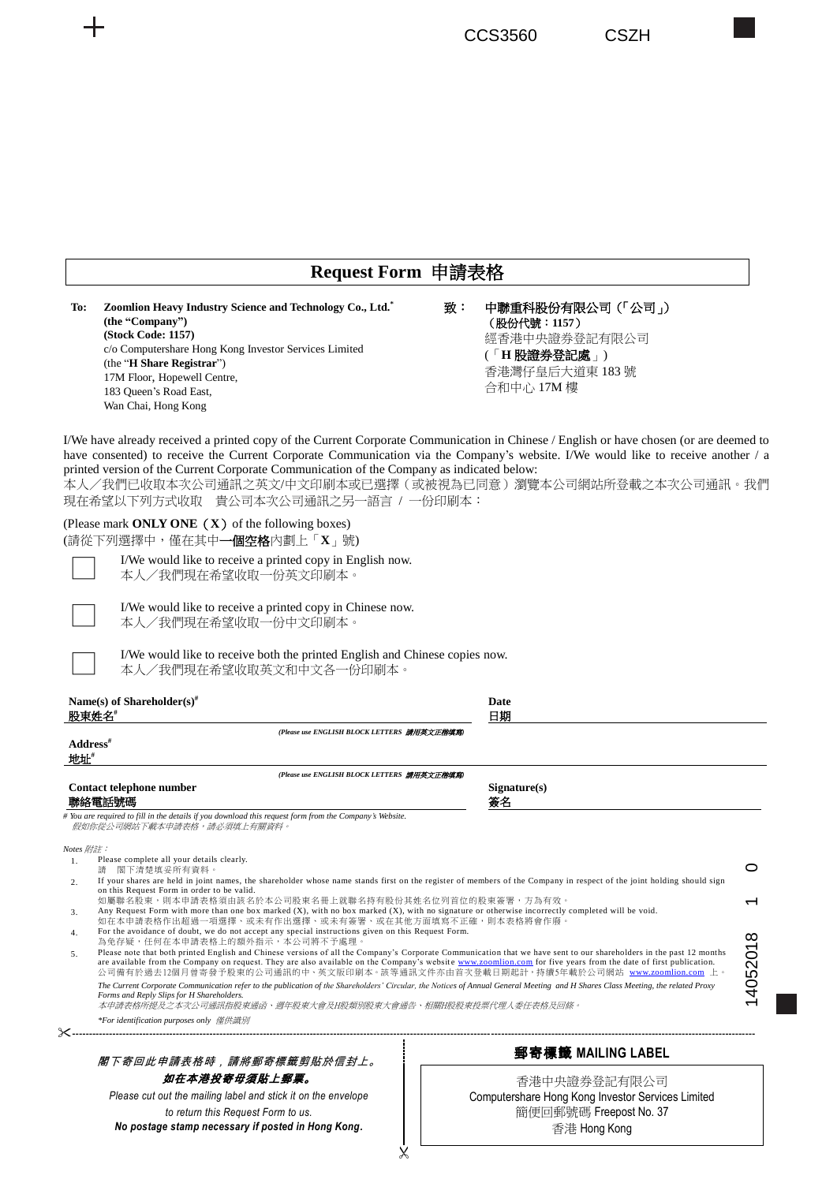# Request Form 申請表格

**To:** **Zoomlion Heavy Industry Science and Technology Co., Ltd.***
**(the "Company")**
**(Stock Code: 1157)**
c/o Computershare Hong Kong Investor Services Limited
(the "**H Share Registrar**")
17M Floor, Hopewell Centre,
183 Queen's Road East,
Wan Chai, Hong Kong

**致：** **中聯重科股份有限公司（「公司」）**
**（股份代號：1157）**
經香港中央證券登記有限公司
（「**H 股證券登記處**」）
香港灣仔皇后大道東 183 號
合和中心 17M 樓

I/We have already received a printed copy of the Current Corporate Communication in Chinese / English or have chosen (or are deemed to have consented) to receive the Current Corporate Communication via the Company's website. I/We would like to receive another / a printed version of the Current Corporate Communication of the Company as indicated below:
本人／我們已收取本次公司通訊之英文/中文印刷本或已選擇（或被視為已同意）瀏覽本公司網站所登載之本次公司通訊。我們現在希望以下列方式收取　貴公司本次公司通訊之另一語言 / 一份印刷本：

(Please mark **ONLY ONE** (**X**) of the following boxes)
(請從下列選擇中，僅在其中**一個空格**內劃上「**X**」號)

☐ I/We would like to receive a printed copy in English now.
本人／我們現在希望收取一份英文印刷本。

☐ I/We would like to receive a printed copy in Chinese now.
本人／我們現在希望收取一份中文印刷本。

☐ I/We would like to receive both the printed English and Chinese copies now.
本人／我們現在希望收取英文和中文各一份印刷本。

**Name(s) of Shareholder(s)#**
**股東姓名#**
*(Please use ENGLISH BLOCK LETTERS 請用英文正楷填寫)*

**Date**
**日期**

**Address#**
**地址#**
*(Please use ENGLISH BLOCK LETTERS 請用英文正楷填寫)*

**Contact telephone number**
**聯絡電話號碼**

**Signature(s)**
**簽名**

*# You are required to fill in the details if you download this request form from the Company's Website.*
*假如你從公司網站下載本申請表格，請必須填上有關資料。*

*Notes 附註：*

1. Please complete all your details clearly.
請　閣下清楚填妥所有資料。
2. If your shares are held in joint names, the shareholder whose name stands first on the register of members of the Company in respect of the joint holding should sign on this Request Form in order to be valid.
如屬聯名股東，則本申請表格須由該名於本公司股東名冊上就聯名持有股份其姓名位列首位的股東簽署，方為有效。
3. Any Request Form with more than one box marked (X), with no box marked (X), with no signature or otherwise incorrectly completed will be void.
如在本申請表格作出超過一項選擇、或未有作出選擇、或未有簽署、或在其他方面填寫不正確，則本表格將會作廢。
4. For the avoidance of doubt, we do not accept any special instructions given on this Request Form.
為免存疑，任何在本申請表格上的額外指示，本公司將不予處理。
5. Please note that both printed English and Chinese versions of all the Company's Corporate Communication that we have sent to our shareholders in the past 12 months are available from the Company on request. They are also available on the Company's website www.zoomlion.com for five years from the date of first publication.
公司備有於過去12個月曾寄發予股東的公司通訊的中、英文版印刷本。該等通訊文件亦由首次登載日期起計，持續5年載於公司網站 www.zoomlion.com 上。

*The Current Corporate Communication refer to the publication of the Shareholders' Circular, the Notices of Annual General Meeting and H Shares Class Meeting, the related Proxy Forms and Reply Slips for H Shareholders.*
*本申請表格所提及之本次公司通訊指股東通函、週年股東大會及H股類別股東大會通告、相關H股股東投票代理人委任表格及回條。*

*\*For identification purposes only 僅供識別*

*閣下寄回此申請表格時，請將郵寄標籤剪貼於信封上。*
***如在本港投寄毋須貼上郵票。***
*Please cut out the mailing label and stick it on the envelope to return this Request Form to us.*
***No postage stamp necessary if posted in Hong Kong.***

**郵寄標籤 MAILING LABEL**

香港中央證券登記有限公司
Computershare Hong Kong Investor Services Limited
簡便回郵號碼 Freepost No. 37
香港 Hong Kong